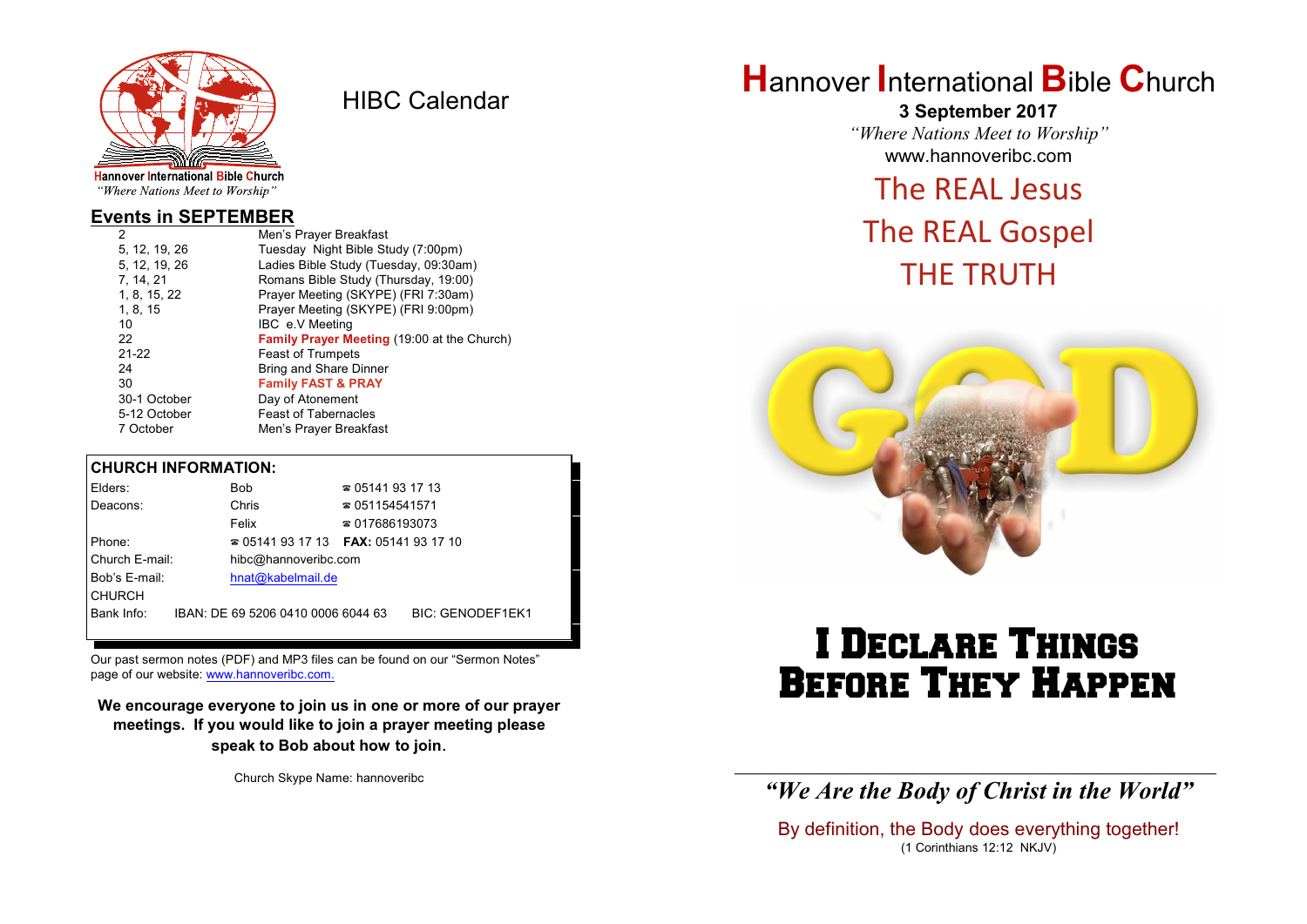Hannover International Bible Church

*"Where Nations Meet to Worship"*

# HIBC Calendar

## Events in SEPTEMBER

| Date | Event |
|---|---|
| 2 | Men's Prayer Breakfast |
| 5, 12, 19, 26 | Tuesday Night Bible Study (7:00pm) |
| 5, 12, 19, 26 | Ladies Bible Study (Tuesday, 09:30am) |
| 7, 14, 21 | Romans Bible Study (Thursday, 19:00) |
| 1, 8, 15, 22 | Prayer Meeting (SKYPE) (FRI 7:30am) |
| 1, 8, 15 | Prayer Meeting (SKYPE) (FRI 9:00pm) |
| 10 | IBC e.V Meeting |
| 22 | **Family Prayer Meeting** (19:00 at the Church) |
| 21-22 | Feast of Trumpets |
| 24 | Bring and Share Dinner |
| 30 | **Family FAST & PRAY** |
| 30-1 October | Day of Atonement |
| 5-12 October | Feast of Tabernacles |
| 7 October | Men's Prayer Breakfast |

## CHURCH INFORMATION:

| | | |
|---|---|---|
| Elders: | Bob | ☎ 05141 93 17 13 |
| Deacons: | Chris | ☎ 051154541571 |
| | Felix | ☎ 017686193073 |
| Phone: | ☎ 05141 93 17 13 | **FAX:** 05141 93 17 10 |
| Church E-mail: | hibc@hannoveribc.com | |
| Bob's E-mail: | hnat@kabelmail.de | |
| CHURCH Bank Info: | IBAN: DE 69 5206 0410 0006 6044 63 | BIC: GENODEF1EK1 |

Our past sermon notes (PDF) and MP3 files can be found on our "Sermon Notes" page of our website: www.hannoveribc.com.

**We encourage everyone to join us in one or more of our prayer meetings. If you would like to join a prayer meeting please speak to Bob about how to join.**

Church Skype Name: hannoveribc

# Hannover International Bible Church

**3 September 2017**

*"Where Nations Meet to Worship"*

www.hannoveribc.com

## The REAL Jesus
## The REAL Gospel
## THE TRUTH

GOD

# I Declare Things Before They Happen

---

***"We Are the Body of Christ in the World"***

By definition, the Body does everything together!

(1 Corinthians 12:12 NKJV)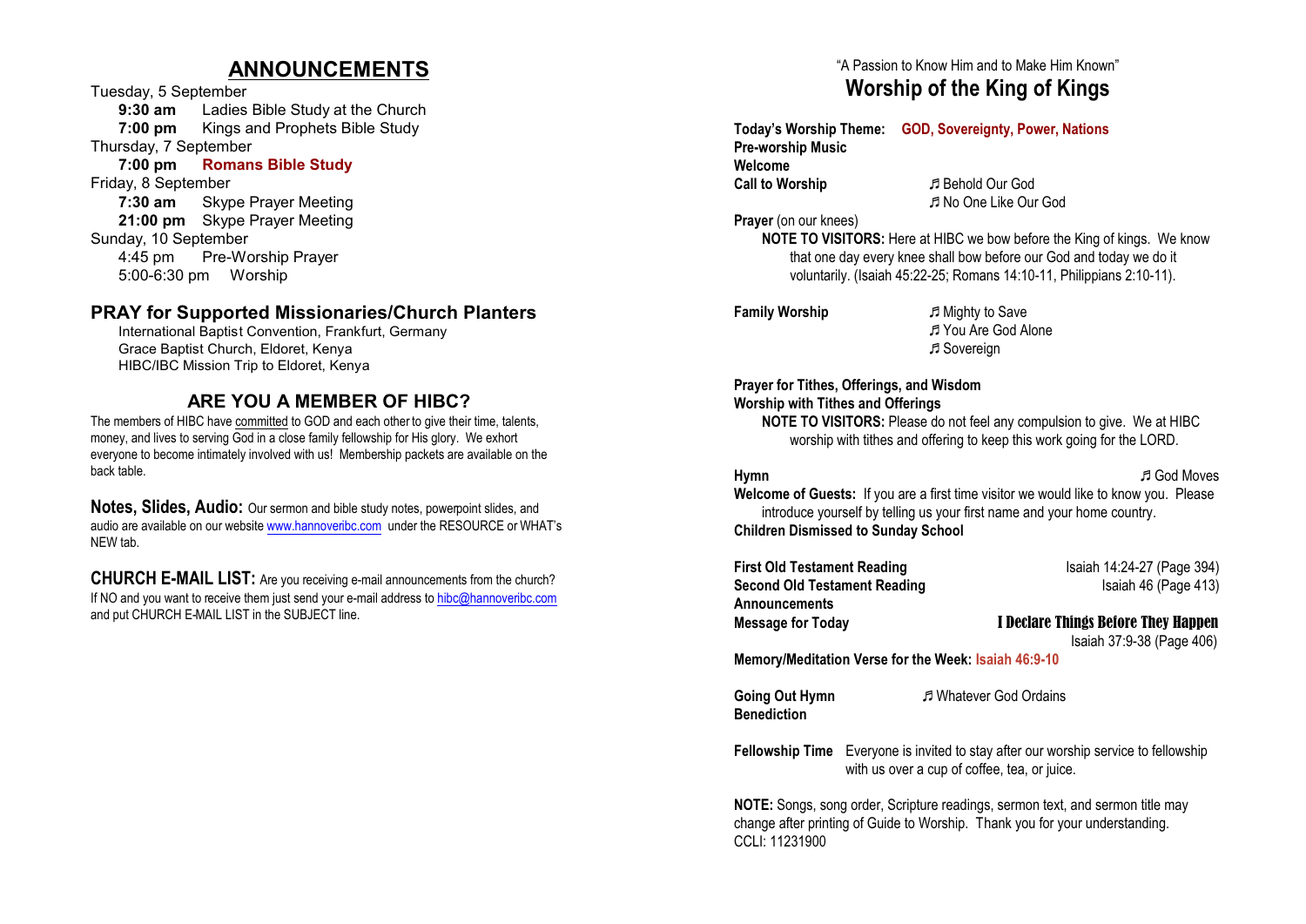## ANNOUNCEMENTS

Tuesday, 5 September

- **9:30 am** Ladies Bible Study at the Church
- **7:00 pm** Kings and Prophets Bible Study

Thursday, 7 September

- **7:00 pm** **Romans Bible Study**

Friday, 8 September

- **7:30 am** Skype Prayer Meeting
- **21:00 pm** Skype Prayer Meeting

Sunday, 10 September

- 4:45 pm Pre-Worship Prayer
- 5:00-6:30 pm Worship

### PRAY for Supported Missionaries/Church Planters

International Baptist Convention, Frankfurt, Germany
Grace Baptist Church, Eldoret, Kenya
HIBC/IBC Mission Trip to Eldoret, Kenya

### ARE YOU A MEMBER OF HIBC?

The members of HIBC have committed to GOD and each other to give their time, talents, money, and lives to serving God in a close family fellowship for His glory. We exhort everyone to become intimately involved with us! Membership packets are available on the back table.

**Notes, Slides, Audio:** Our sermon and bible study notes, powerpoint slides, and audio are available on our website www.hannoveribc.com under the RESOURCE or WHAT's NEW tab.

**CHURCH E-MAIL LIST:** Are you receiving e-mail announcements from the church? If NO and you want to receive them just send your e-mail address to hibc@hannoveribc.com and put CHURCH E-MAIL LIST in the SUBJECT line.

"A Passion to Know Him and to Make Him Known"

## Worship of the King of Kings

**Today's Worship Theme:** **GOD, Sovereignty, Power, Nations**

**Pre-worship Music**

**Welcome**

**Call to Worship** ♬ Behold Our God
♬ No One Like Our God

**Prayer** (on our knees)

**NOTE TO VISITORS:** Here at HIBC we bow before the King of kings. We know that one day every knee shall bow before our God and today we do it voluntarily. (Isaiah 45:22-25; Romans 14:10-11, Philippians 2:10-11).

**Family Worship** ♬ Mighty to Save
♬ You Are God Alone
♬ Sovereign

**Prayer for Tithes, Offerings, and Wisdom**

**Worship with Tithes and Offerings**

**NOTE TO VISITORS:** Please do not feel any compulsion to give. We at HIBC worship with tithes and offering to keep this work going for the LORD.

**Hymn** ♬ God Moves

**Welcome of Guests:** If you are a first time visitor we would like to know you. Please introduce yourself by telling us your first name and your home country.

**Children Dismissed to Sunday School**

**First Old Testament Reading** Isaiah 14:24-27 (Page 394)

**Second Old Testament Reading** Isaiah 46 (Page 413)

**Announcements**

**Message for Today** **I Declare Things Before They Happen**
Isaiah 37:9-38 (Page 406)

**Memory/Meditation Verse for the Week:** **Isaiah 46:9-10**

**Going Out Hymn** ♬ Whatever God Ordains

**Benediction**

**Fellowship Time** Everyone is invited to stay after our worship service to fellowship with us over a cup of coffee, tea, or juice.

**NOTE:** Songs, song order, Scripture readings, sermon text, and sermon title may change after printing of Guide to Worship. Thank you for your understanding.
CCLI: 11231900